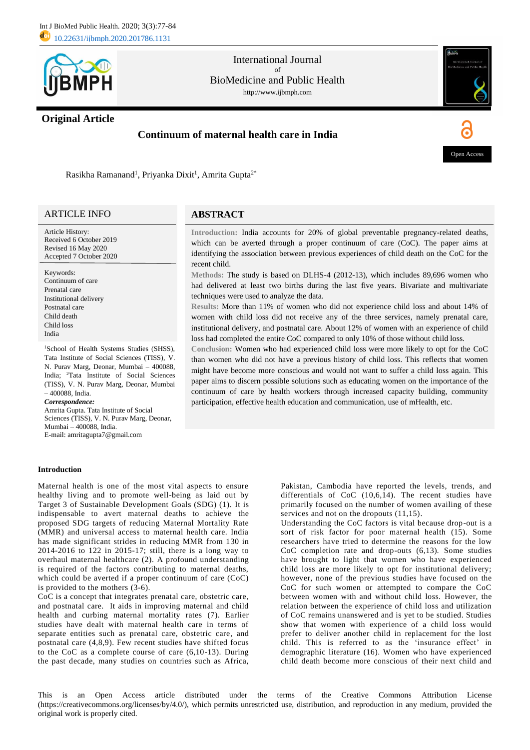Original Article

# Continuum of maternal health care in India

Rasikha Ramanand[1], Priyanka Dixit[1], Amrita Gupta[2*]

## ARTICLE INFO

Article History:
Received 6 October 2019
Revised 16 May 2020
Accepted 7 October 2020

Keywords:
Continuum of care
Prenatal care
Institutional delivery
Postnatal care
Child death
Child loss
India

[1]School of Health Systems Studies (SHSS), Tata Institute of Social Sciences (TISS), V. N. Purav Marg, Deonar, Mumbai – 400088, India; [2]Tata Institute of Social Sciences (TISS), V. N. Purav Marg, Deonar, Mumbai – 400088, India.

***Correspondence:***
Amrita Gupta. Tata Institute of Social Sciences (TISS), V. N. Purav Marg, Deonar, Mumbai – 400088, India.
E-mail: amritagupta7@gmail.com

## ABSTRACT

**Introduction:** India accounts for 20% of global preventable pregnancy-related deaths, which can be averted through a proper continuum of care (CoC). The paper aims at identifying the association between previous experiences of child death on the CoC for the recent child.

**Methods:** The study is based on DLHS-4 (2012-13), which includes 89,696 women who had delivered at least two births during the last five years. Bivariate and multivariate techniques were used to analyze the data.

**Results:** More than 11% of women who did not experience child loss and about 14% of women with child loss did not receive any of the three services, namely prenatal care, institutional delivery, and postnatal care. About 12% of women with an experience of child loss had completed the entire CoC compared to only 10% of those without child loss.

**Conclusion:** Women who had experienced child loss were more likely to opt for the CoC than women who did not have a previous history of child loss. This reflects that women might have become more conscious and would not want to suffer a child loss again. This paper aims to discern possible solutions such as educating women on the importance of the continuum of care by health workers through increased capacity building, community participation, effective health education and communication, use of mHealth, etc.

### Introduction

Maternal health is one of the most vital aspects to ensure healthy living and to promote well-being as laid out by Target 3 of Sustainable Development Goals (SDG) (1). It is indispensable to avert maternal deaths to achieve the proposed SDG targets of reducing Maternal Mortality Rate (MMR) and universal access to maternal health care. India has made significant strides in reducing MMR from 130 in 2014-2016 to 122 in 2015-17; still, there is a long way to overhaul maternal healthcare (2). A profound understanding is required of the factors contributing to maternal deaths, which could be averted if a proper continuum of care (CoC) is provided to the mothers (3-6).

CoC is a concept that integrates prenatal care, obstetric care, and postnatal care. It aids in improving maternal and child health and curbing maternal mortality rates (7). Earlier studies have dealt with maternal health care in terms of separate entities such as prenatal care, obstetric care, and postnatal care (4,8,9). Few recent studies have shifted focus to the CoC as a complete course of care (6,10-13). During the past decade, many studies on countries such as Africa, Pakistan, Cambodia have reported the levels, trends, and differentials of CoC (10,6,14). The recent studies have primarily focused on the number of women availing of these services and not on the dropouts (11,15).

Understanding the CoC factors is vital because drop-out is a sort of risk factor for poor maternal health (15). Some researchers have tried to determine the reasons for the low CoC completion rate and drop-outs (6,13). Some studies have brought to light that women who have experienced child loss are more likely to opt for institutional delivery; however, none of the previous studies have focused on the CoC for such women or attempted to compare the CoC between women with and without child loss. However, the relation between the experience of child loss and utilization of CoC remains unanswered and is yet to be studied. Studies show that women with experience of a child loss would prefer to deliver another child in replacement for the lost child. This is referred to as the 'insurance effect' in demographic literature (16). Women who have experienced child death become more conscious of their next child and

This is an Open Access article distributed under the terms of the Creative Commons Attribution License (https://creativecommons.org/licenses/by/4.0/), which permits unrestricted use, distribution, and reproduction in any medium, provided the original work is properly cited.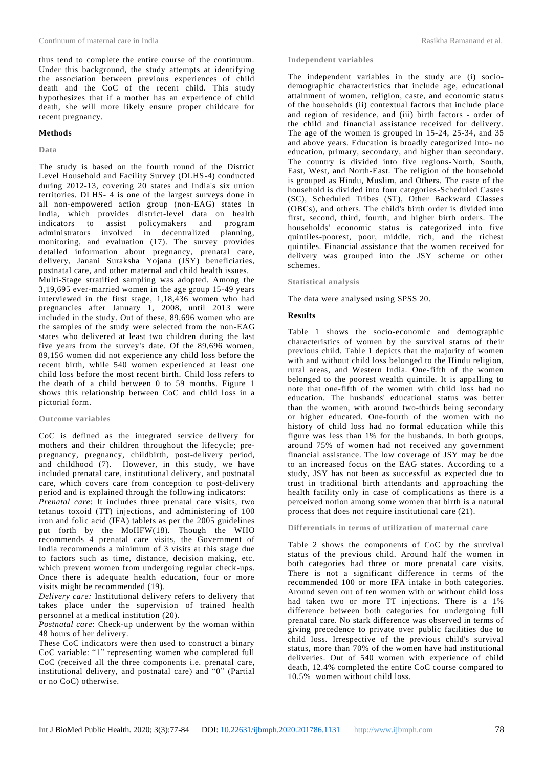thus tend to complete the entire course of the continuum. Under this background, the study attempts at identifying the association between previous experiences of child death and the CoC of the recent child. This study hypothesizes that if a mother has an experience of child death, she will more likely ensure proper childcare for recent pregnancy.

## Methods

### Data

The study is based on the fourth round of the District Level Household and Facility Survey (DLHS-4) conducted during 2012-13, covering 20 states and India's six union territories. DLHS- 4 is one of the largest surveys done in all non-empowered action group (non-EAG) states in India, which provides district-level data on health indicators to assist policymakers and program administrators involved in decentralized planning, monitoring, and evaluation (17). The survey provides detailed information about pregnancy, prenatal care, delivery, Janani Suraksha Yojana (JSY) beneficiaries, postnatal care, and other maternal and child health issues.

Multi-Stage stratified sampling was adopted. Among the 3,19,695 ever-married women in the age group 15-49 years interviewed in the first stage, 1,18,436 women who had pregnancies after January 1, 2008, until 2013 were included in the study. Out of these, 89,696 women who are the samples of the study were selected from the non-EAG states who delivered at least two children during the last five years from the survey's date. Of the 89,696 women, 89,156 women did not experience any child loss before the recent birth, while 540 women experienced at least one child loss before the most recent birth. Child loss refers to the death of a child between 0 to 59 months. Figure 1 shows this relationship between CoC and child loss in a pictorial form.

### Outcome variables

CoC is defined as the integrated service delivery for mothers and their children throughout the lifecycle; pre-pregnancy, pregnancy, childbirth, post-delivery period, and childhood (7). However, in this study, we have included prenatal care, institutional delivery, and postnatal care, which covers care from conception to post-delivery period and is explained through the following indicators:

*Prenatal care*: It includes three prenatal care visits, two tetanus toxoid (TT) injections, and administering of 100 iron and folic acid (IFA) tablets as per the 2005 guidelines put forth by the MoHFW(18). Though the WHO recommends 4 prenatal care visits, the Government of India recommends a minimum of 3 visits at this stage due to factors such as time, distance, decision making, etc. which prevent women from undergoing regular check-ups. Once there is adequate health education, four or more visits might be recommended (19).

*Delivery care:* Institutional delivery refers to delivery that takes place under the supervision of trained health personnel at a medical institution (20).

*Postnatal care*: Check-up underwent by the woman within 48 hours of her delivery.

These CoC indicators were then used to construct a binary CoC variable: "1" representing women who completed full CoC (received all the three components i.e. prenatal care, institutional delivery, and postnatal care) and "0" (Partial or no CoC) otherwise.

### Independent variables

The independent variables in the study are (i) socio-demographic characteristics that include age, educational attainment of women, religion, caste, and economic status of the households (ii) contextual factors that include place and region of residence, and (iii) birth factors - order of the child and financial assistance received for delivery. The age of the women is grouped in 15-24, 25-34, and 35 and above years. Education is broadly categorized into- no education, primary, secondary, and higher than secondary. The country is divided into five regions-North, South, East, West, and North-East. The religion of the household is grouped as Hindu, Muslim, and Others. The caste of the household is divided into four categories-Scheduled Castes (SC), Scheduled Tribes (ST), Other Backward Classes (OBCs), and others. The child's birth order is divided into first, second, third, fourth, and higher birth orders. The households' economic status is categorized into five quintiles-poorest, poor, middle, rich, and the richest quintiles. Financial assistance that the women received for delivery was grouped into the JSY scheme or other schemes.

### Statistical analysis

The data were analysed using SPSS 20.

## Results

Table 1 shows the socio-economic and demographic characteristics of women by the survival status of their previous child. Table 1 depicts that the majority of women with and without child loss belonged to the Hindu religion, rural areas, and Western India. One-fifth of the women belonged to the poorest wealth quintile. It is appalling to note that one-fifth of the women with child loss had no education. The husbands' educational status was better than the women, with around two-thirds being secondary or higher educated. One-fourth of the women with no history of child loss had no formal education while this figure was less than 1% for the husbands. In both groups, around 75% of women had not received any government financial assistance. The low coverage of JSY may be due to an increased focus on the EAG states. According to a study, JSY has not been as successful as expected due to trust in traditional birth attendants and approaching the health facility only in case of complications as there is a perceived notion among some women that birth is a natural process that does not require institutional care (21).

### Differentials in terms of utilization of maternal care

Table 2 shows the components of CoC by the survival status of the previous child. Around half the women in both categories had three or more prenatal care visits. There is not a significant difference in terms of the recommended 100 or more IFA intake in both categories. Around seven out of ten women with or without child loss had taken two or more TT injections. There is a 1% difference between both categories for undergoing full prenatal care. No stark difference was observed in terms of giving precedence to private over public facilities due to child loss. Irrespective of the previous child's survival status, more than 70% of the women have had institutional deliveries. Out of 540 women with experience of child death, 12.4% completed the entire CoC course compared to 10.5% women without child loss.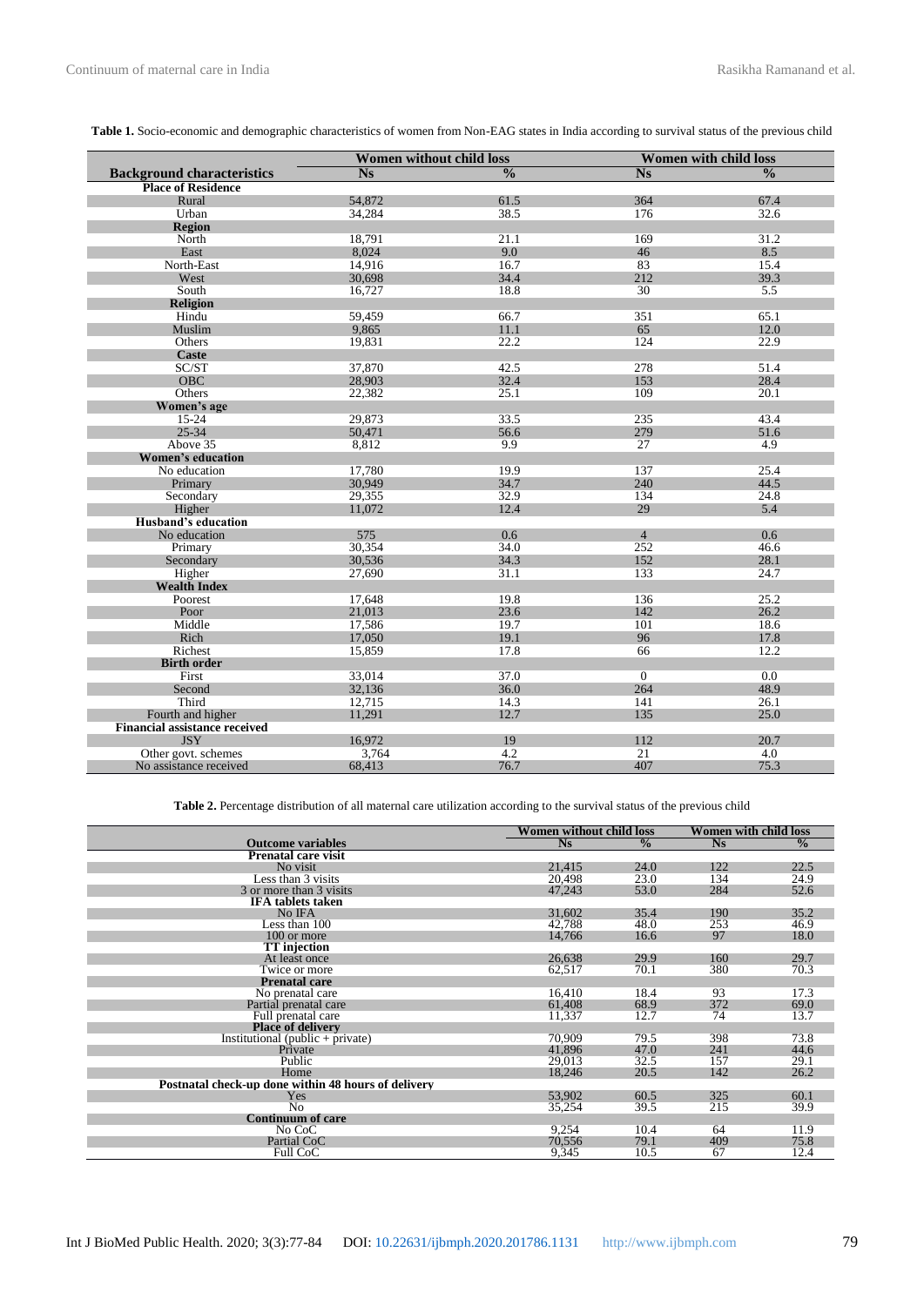**Table 1.** Socio-economic and demographic characteristics of women from Non-EAG states in India according to survival status of the previous child

| Background characteristics | Women without child loss | | Women with child loss | |
|---|---|---|---|---|
| | Ns | % | Ns | % |
| **Place of Residence** | | | | |
| Rural | 54,872 | 61.5 | 364 | 67.4 |
| Urban | 34,284 | 38.5 | 176 | 32.6 |
| **Region** | | | | |
| North | 18,791 | 21.1 | 169 | 31.2 |
| East | 8,024 | 9.0 | 46 | 8.5 |
| North-East | 14,916 | 16.7 | 83 | 15.4 |
| West | 30,698 | 34.4 | 212 | 39.3 |
| South | 16,727 | 18.8 | 30 | 5.5 |
| **Religion** | | | | |
| Hindu | 59,459 | 66.7 | 351 | 65.1 |
| Muslim | 9,865 | 11.1 | 65 | 12.0 |
| Others | 19,831 | 22.2 | 124 | 22.9 |
| **Caste** | | | | |
| SC/ST | 37,870 | 42.5 | 278 | 51.4 |
| OBC | 28,903 | 32.4 | 153 | 28.4 |
| Others | 22,382 | 25.1 | 109 | 20.1 |
| **Women's age** | | | | |
| 15-24 | 29,873 | 33.5 | 235 | 43.4 |
| 25-34 | 50,471 | 56.6 | 279 | 51.6 |
| Above 35 | 8,812 | 9.9 | 27 | 4.9 |
| **Women's education** | | | | |
| No education | 17,780 | 19.9 | 137 | 25.4 |
| Primary | 30,949 | 34.7 | 240 | 44.5 |
| Secondary | 29,355 | 32.9 | 134 | 24.8 |
| Higher | 11,072 | 12.4 | 29 | 5.4 |
| **Husband's education** | | | | |
| No education | 575 | 0.6 | 4 | 0.6 |
| Primary | 30,354 | 34.0 | 252 | 46.6 |
| Secondary | 30,536 | 34.3 | 152 | 28.1 |
| Higher | 27,690 | 31.1 | 133 | 24.7 |
| **Wealth Index** | | | | |
| Poorest | 17,648 | 19.8 | 136 | 25.2 |
| Poor | 21,013 | 23.6 | 142 | 26.2 |
| Middle | 17,586 | 19.7 | 101 | 18.6 |
| Rich | 17,050 | 19.1 | 96 | 17.8 |
| Richest | 15,859 | 17.8 | 66 | 12.2 |
| **Birth order** | | | | |
| First | 33,014 | 37.0 | 0 | 0.0 |
| Second | 32,136 | 36.0 | 264 | 48.9 |
| Third | 12,715 | 14.3 | 141 | 26.1 |
| Fourth and higher | 11,291 | 12.7 | 135 | 25.0 |
| **Financial assistance received** | | | | |
| JSY | 16,972 | 19 | 112 | 20.7 |
| Other govt. schemes | 3,764 | 4.2 | 21 | 4.0 |
| No assistance received | 68,413 | 76.7 | 407 | 75.3 |

**Table 2.** Percentage distribution of all maternal care utilization according to the survival status of the previous child

| Outcome variables | Women without child loss | | Women with child loss | |
|---|---|---|---|---|
| | Ns | % | Ns | % |
| **Prenatal care visit** | | | | |
| No visit | 21,415 | 24.0 | 122 | 22.5 |
| Less than 3 visits | 20,498 | 23.0 | 134 | 24.9 |
| 3 or more than 3 visits | 47,243 | 53.0 | 284 | 52.6 |
| **IFA tablets taken** | | | | |
| No IFA | 31,602 | 35.4 | 190 | 35.2 |
| Less than 100 | 42,788 | 48.0 | 253 | 46.9 |
| 100 or more | 14,766 | 16.6 | 97 | 18.0 |
| **TT injection** | | | | |
| At least once | 26,638 | 29.9 | 160 | 29.7 |
| Twice or more | 62,517 | 70.1 | 380 | 70.3 |
| **Prenatal care** | | | | |
| No prenatal care | 16,410 | 18.4 | 93 | 17.3 |
| Partial prenatal care | 61,408 | 68.9 | 372 | 69.0 |
| Full prenatal care | 11,337 | 12.7 | 74 | 13.7 |
| **Place of delivery** | | | | |
| Institutional (public + private) | 70,909 | 79.5 | 398 | 73.8 |
| Private | 41,896 | 47.0 | 241 | 44.6 |
| Public | 29,013 | 32.5 | 157 | 29.1 |
| Home | 18,246 | 20.5 | 142 | 26.2 |
| **Postnatal check-up done within 48 hours of delivery** | | | | |
| Yes | 53,902 | 60.5 | 325 | 60.1 |
| No | 35,254 | 39.5 | 215 | 39.9 |
| **Continuum of care** | | | | |
| No CoC | 9,254 | 10.4 | 64 | 11.9 |
| Partial CoC | 70,556 | 79.1 | 409 | 75.8 |
| Full CoC | 9,345 | 10.5 | 67 | 12.4 |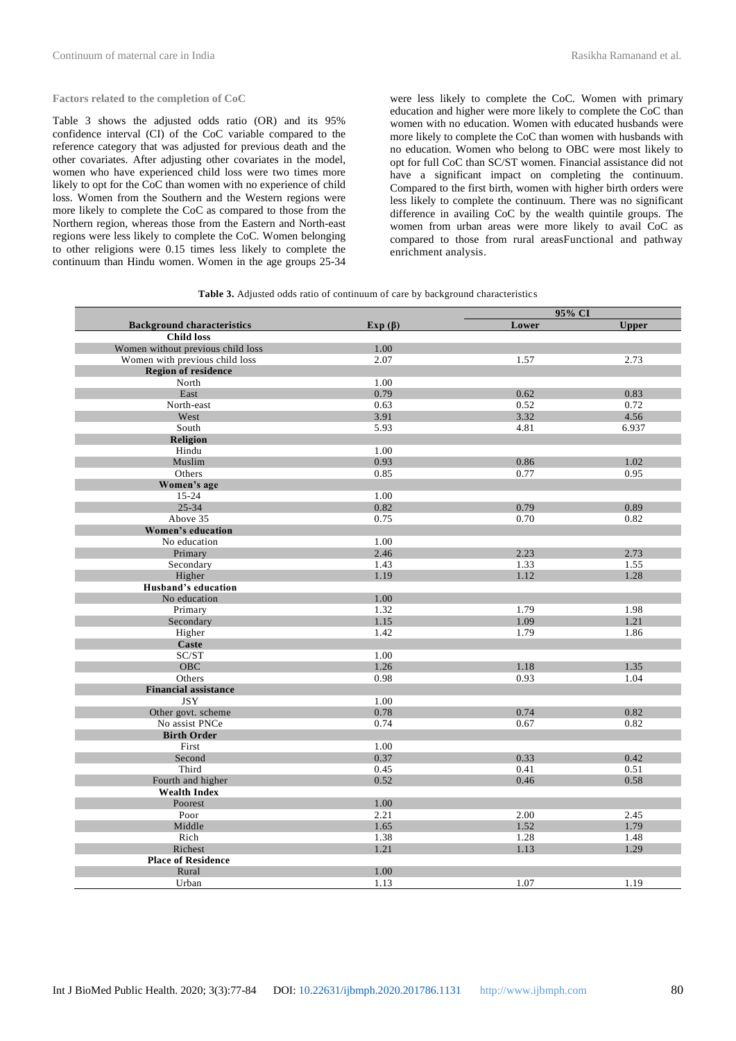### Factors related to the completion of CoC

Table 3 shows the adjusted odds ratio (OR) and its 95% confidence interval (CI) of the CoC variable compared to the reference category that was adjusted for previous death and the other covariates. After adjusting other covariates in the model, women who have experienced child loss were two times more likely to opt for the CoC than women with no experience of child loss. Women from the Southern and the Western regions were more likely to complete the CoC as compared to those from the Northern region, whereas those from the Eastern and North-east regions were less likely to complete the CoC. Women belonging to other religions were 0.15 times less likely to complete the continuum than Hindu women. Women in the age groups 25-34 were less likely to complete the CoC. Women with primary education and higher were more likely to complete the CoC than women with no education. Women with educated husbands were more likely to complete the CoC than women with husbands with no education. Women who belong to OBC were most likely to opt for full CoC than SC/ST women. Financial assistance did not have a significant impact on completing the continuum. Compared to the first birth, women with higher birth orders were less likely to complete the continuum. There was no significant difference in availing CoC by the wealth quintile groups. The women from urban areas were more likely to avail CoC as compared to those from rural areasFunctional and pathway enrichment analysis.

**Table 3.** Adjusted odds ratio of continuum of care by background characteristics

| Background characteristics | Exp (β) | 95% CI | |
|---|---|---|---|
| | | Lower | Upper |
| **Child loss** | | | |
| Women without previous child loss | 1.00 | | |
| Women with previous child loss | 2.07 | 1.57 | 2.73 |
| **Region of residence** | | | |
| North | 1.00 | | |
| East | 0.79 | 0.62 | 0.83 |
| North-east | 0.63 | 0.52 | 0.72 |
| West | 3.91 | 3.32 | 4.56 |
| South | 5.93 | 4.81 | 6.937 |
| **Religion** | | | |
| Hindu | 1.00 | | |
| Muslim | 0.93 | 0.86 | 1.02 |
| Others | 0.85 | 0.77 | 0.95 |
| **Women's age** | | | |
| 15-24 | 1.00 | | |
| 25-34 | 0.82 | 0.79 | 0.89 |
| Above 35 | 0.75 | 0.70 | 0.82 |
| **Women's education** | | | |
| No education | 1.00 | | |
| Primary | 2.46 | 2.23 | 2.73 |
| Secondary | 1.43 | 1.33 | 1.55 |
| Higher | 1.19 | 1.12 | 1.28 |
| **Husband's education** | | | |
| No education | 1.00 | | |
| Primary | 1.32 | 1.79 | 1.98 |
| Secondary | 1.15 | 1.09 | 1.21 |
| Higher | 1.42 | 1.79 | 1.86 |
| **Caste** | | | |
| SC/ST | 1.00 | | |
| OBC | 1.26 | 1.18 | 1.35 |
| Others | 0.98 | 0.93 | 1.04 |
| **Financial assistance** | | | |
| JSY | 1.00 | | |
| Other govt. scheme | 0.78 | 0.74 | 0.82 |
| No assist PNCe | 0.74 | 0.67 | 0.82 |
| **Birth Order** | | | |
| First | 1.00 | | |
| Second | 0.37 | 0.33 | 0.42 |
| Third | 0.45 | 0.41 | 0.51 |
| Fourth and higher | 0.52 | 0.46 | 0.58 |
| **Wealth Index** | | | |
| Poorest | 1.00 | | |
| Poor | 2.21 | 2.00 | 2.45 |
| Middle | 1.65 | 1.52 | 1.79 |
| Rich | 1.38 | 1.28 | 1.48 |
| Richest | 1.21 | 1.13 | 1.29 |
| **Place of Residence** | | | |
| Rural | 1.00 | | |
| Urban | 1.13 | 1.07 | 1.19 |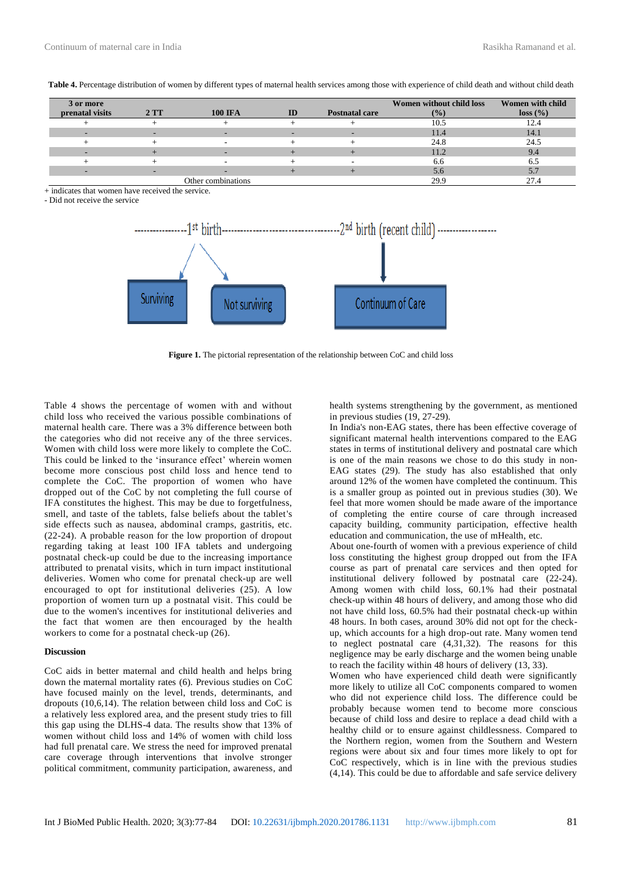**Table 4.** Percentage distribution of women by different types of maternal health services among those with experience of child death and without child death

| 3 or more prenatal visits | 2 TT | 100 IFA | ID | Postnatal care | Women without child loss (%) | Women with child loss (%) |
|---|---|---|---|---|---|---|
| + | + | + | + | + | 10.5 | 12.4 |
| - | - | - | - | - | 11.4 | 14.1 |
| + | + | - | + | + | 24.8 | 24.5 |
| - | + | - | + | + | 11.2 | 9.4 |
| + | + | - | + | - | 6.6 | 6.5 |
| - | - | - | + | + | 5.6 | 5.7 |
| Other combinations | | | | | 29.9 | 27.4 |

+ indicates that women have received the service.
- Did not receive the service

**Figure 1.** The pictorial representation of the relationship between CoC and child loss

Table 4 shows the percentage of women with and without child loss who received the various possible combinations of maternal health care. There was a 3% difference between both the categories who did not receive any of the three services. Women with child loss were more likely to complete the CoC. This could be linked to the 'insurance effect' wherein women become more conscious post child loss and hence tend to complete the CoC. The proportion of women who have dropped out of the CoC by not completing the full course of IFA constitutes the highest. This may be due to forgetfulness, smell, and taste of the tablets, false beliefs about the tablet's side effects such as nausea, abdominal cramps, gastritis, etc. (22-24). A probable reason for the low proportion of dropout regarding taking at least 100 IFA tablets and undergoing postnatal check-up could be due to the increasing importance attributed to prenatal visits, which in turn impact institutional deliveries. Women who come for prenatal check-up are well encouraged to opt for institutional deliveries (25). A low proportion of women turn up a postnatal visit. This could be due to the women's incentives for institutional deliveries and the fact that women are then encouraged by the health workers to come for a postnatal check-up (26).

## Discussion

CoC aids in better maternal and child health and helps bring down the maternal mortality rates (6). Previous studies on CoC have focused mainly on the level, trends, determinants, and dropouts (10,6,14). The relation between child loss and CoC is a relatively less explored area, and the present study tries to fill this gap using the DLHS-4 data. The results show that 13% of women without child loss and 14% of women with child loss had full prenatal care. We stress the need for improved prenatal care coverage through interventions that involve stronger political commitment, community participation, awareness, and health systems strengthening by the government, as mentioned in previous studies (19, 27-29).

In India's non-EAG states, there has been effective coverage of significant maternal health interventions compared to the EAG states in terms of institutional delivery and postnatal care which is one of the main reasons we chose to do this study in non-EAG states (29). The study has also established that only around 12% of the women have completed the continuum. This is a smaller group as pointed out in previous studies (30). We feel that more women should be made aware of the importance of completing the entire course of care through increased capacity building, community participation, effective health education and communication, the use of mHealth, etc.

About one-fourth of women with a previous experience of child loss constituting the highest group dropped out from the IFA course as part of prenatal care services and then opted for institutional delivery followed by postnatal care (22-24). Among women with child loss, 60.1% had their postnatal check-up within 48 hours of delivery, and among those who did not have child loss, 60.5% had their postnatal check-up within 48 hours. In both cases, around 30% did not opt for the check-up, which accounts for a high drop-out rate. Many women tend to neglect postnatal care (4,31,32). The reasons for this negligence may be early discharge and the women being unable to reach the facility within 48 hours of delivery (13, 33).

Women who have experienced child death were significantly more likely to utilize all CoC components compared to women who did not experience child loss. The difference could be probably because women tend to become more conscious because of child loss and desire to replace a dead child with a healthy child or to ensure against childlessness. Compared to the Northern region, women from the Southern and Western regions were about six and four times more likely to opt for CoC respectively, which is in line with the previous studies (4,14). This could be due to affordable and safe service delivery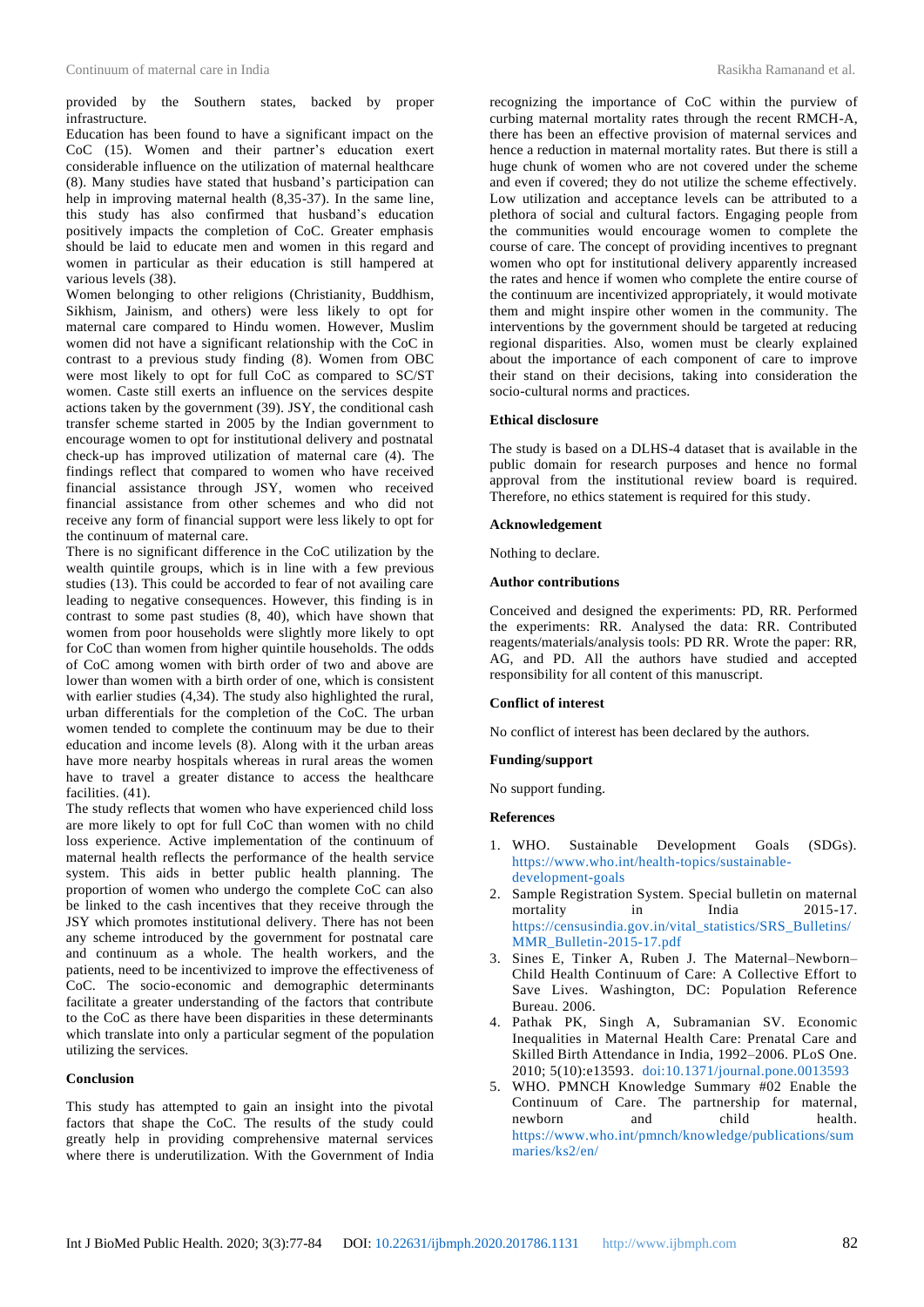provided by the Southern states, backed by proper infrastructure.

Education has been found to have a significant impact on the CoC (15). Women and their partner's education exert considerable influence on the utilization of maternal healthcare (8). Many studies have stated that husband's participation can help in improving maternal health (8,35-37). In the same line, this study has also confirmed that husband's education positively impacts the completion of CoC. Greater emphasis should be laid to educate men and women in this regard and women in particular as their education is still hampered at various levels (38).

Women belonging to other religions (Christianity, Buddhism, Sikhism, Jainism, and others) were less likely to opt for maternal care compared to Hindu women. However, Muslim women did not have a significant relationship with the CoC in contrast to a previous study finding (8). Women from OBC were most likely to opt for full CoC as compared to SC/ST women. Caste still exerts an influence on the services despite actions taken by the government (39). JSY, the conditional cash transfer scheme started in 2005 by the Indian government to encourage women to opt for institutional delivery and postnatal check-up has improved utilization of maternal care (4). The findings reflect that compared to women who have received financial assistance through JSY, women who received financial assistance from other schemes and who did not receive any form of financial support were less likely to opt for the continuum of maternal care.

There is no significant difference in the CoC utilization by the wealth quintile groups, which is in line with a few previous studies (13). This could be accorded to fear of not availing care leading to negative consequences. However, this finding is in contrast to some past studies (8, 40), which have shown that women from poor households were slightly more likely to opt for CoC than women from higher quintile households. The odds of CoC among women with birth order of two and above are lower than women with a birth order of one, which is consistent with earlier studies (4,34). The study also highlighted the rural, urban differentials for the completion of the CoC. The urban women tended to complete the continuum may be due to their education and income levels (8). Along with it the urban areas have more nearby hospitals whereas in rural areas the women have to travel a greater distance to access the healthcare facilities. (41).

The study reflects that women who have experienced child loss are more likely to opt for full CoC than women with no child loss experience. Active implementation of the continuum of maternal health reflects the performance of the health service system. This aids in better public health planning. The proportion of women who undergo the complete CoC can also be linked to the cash incentives that they receive through the JSY which promotes institutional delivery. There has not been any scheme introduced by the government for postnatal care and continuum as a whole. The health workers, and the patients, need to be incentivized to improve the effectiveness of CoC. The socio-economic and demographic determinants facilitate a greater understanding of the factors that contribute to the CoC as there have been disparities in these determinants which translate into only a particular segment of the population utilizing the services.

## Conclusion

This study has attempted to gain an insight into the pivotal factors that shape the CoC. The results of the study could greatly help in providing comprehensive maternal services where there is underutilization. With the Government of India recognizing the importance of CoC within the purview of curbing maternal mortality rates through the recent RMCH-A, there has been an effective provision of maternal services and hence a reduction in maternal mortality rates. But there is still a huge chunk of women who are not covered under the scheme and even if covered; they do not utilize the scheme effectively. Low utilization and acceptance levels can be attributed to a plethora of social and cultural factors. Engaging people from the communities would encourage women to complete the course of care. The concept of providing incentives to pregnant women who opt for institutional delivery apparently increased the rates and hence if women who complete the entire course of the continuum are incentivized appropriately, it would motivate them and might inspire other women in the community. The interventions by the government should be targeted at reducing regional disparities. Also, women must be clearly explained about the importance of each component of care to improve their stand on their decisions, taking into consideration the socio-cultural norms and practices.

## Ethical disclosure

The study is based on a DLHS-4 dataset that is available in the public domain for research purposes and hence no formal approval from the institutional review board is required. Therefore, no ethics statement is required for this study.

## Acknowledgement

Nothing to declare.

## Author contributions

Conceived and designed the experiments: PD, RR. Performed the experiments: RR. Analysed the data: RR. Contributed reagents/materials/analysis tools: PD RR. Wrote the paper: RR, AG, and PD. All the authors have studied and accepted responsibility for all content of this manuscript.

## Conflict of interest

No conflict of interest has been declared by the authors.

## Funding/support

No support funding.

## References

1. WHO. Sustainable Development Goals (SDGs). https://www.who.int/health-topics/sustainable-development-goals
2. Sample Registration System. Special bulletin on maternal mortality in India 2015-17. https://censusindia.gov.in/vital_statistics/SRS_Bulletins/MMR_Bulletin-2015-17.pdf
3. Sines E, Tinker A, Ruben J. The Maternal–Newborn–Child Health Continuum of Care: A Collective Effort to Save Lives. Washington, DC: Population Reference Bureau. 2006.
4. Pathak PK, Singh A, Subramanian SV. Economic Inequalities in Maternal Health Care: Prenatal Care and Skilled Birth Attendance in India, 1992–2006. PLoS One. 2010; 5(10):e13593. doi:10.1371/journal.pone.0013593
5. WHO. PMNCH Knowledge Summary #02 Enable the Continuum of Care. The partnership for maternal, newborn and child health. https://www.who.int/pmnch/knowledge/publications/summaries/ks2/en/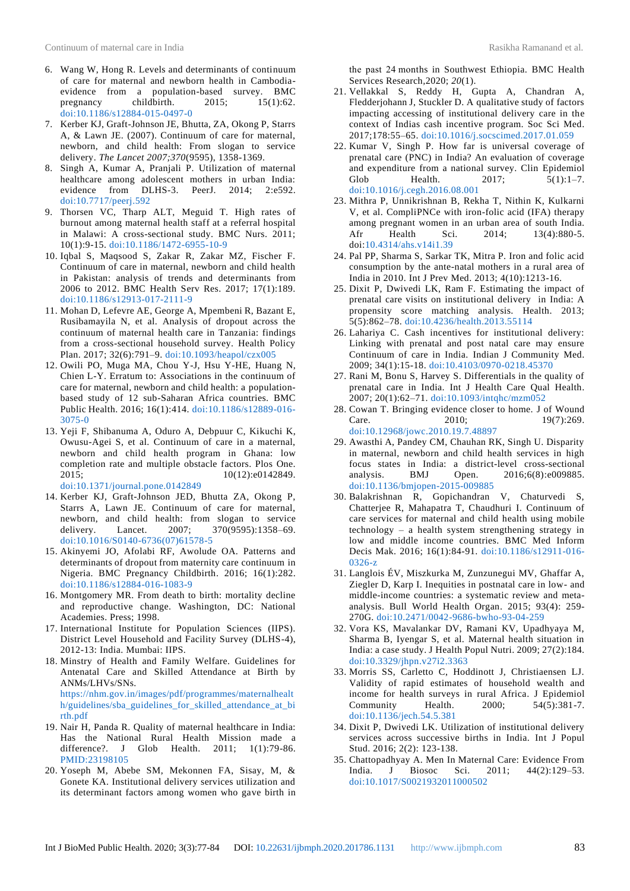6. Wang W, Hong R. Levels and determinants of continuum of care for maternal and newborn health in Cambodia-evidence from a population-based survey. BMC pregnancy childbirth. 2015; 15(1):62. doi:10.1186/s12884-015-0497-0
7. Kerber KJ, Graft-Johnson JE, Bhutta, ZA, Okong P, Starrs A, & Lawn JE. (2007). Continuum of care for maternal, newborn, and child health: From slogan to service delivery. *The Lancet 2007;370*(9595), 1358-1369.
8. Singh A, Kumar A, Pranjali P. Utilization of maternal healthcare among adolescent mothers in urban India: evidence from DLHS-3. PeerJ. 2014; 2:e592. doi:10.7717/peerj.592
9. Thorsen VC, Tharp ALT, Meguid T. High rates of burnout among maternal health staff at a referral hospital in Malawi: A cross-sectional study. BMC Nurs. 2011; 10(1):9-15. doi:10.1186/1472-6955-10-9
10. Iqbal S, Maqsood S, Zakar R, Zakar MZ, Fischer F. Continuum of care in maternal, newborn and child health in Pakistan: analysis of trends and determinants from 2006 to 2012. BMC Health Serv Res. 2017; 17(1):189. doi:10.1186/s12913-017-2111-9
11. Mohan D, Lefevre AE, George A, Mpembeni R, Bazant E, Rusibamayila N, et al. Analysis of dropout across the continuum of maternal health care in Tanzania: findings from a cross-sectional household survey. Health Policy Plan. 2017; 32(6):791–9. doi:10.1093/heapol/czx005
12. Owili PO, Muga MA, Chou Y-J, Hsu Y-HE, Huang N, Chien L-Y. Erratum to: Associations in the continuum of care for maternal, newborn and child health: a population-based study of 12 sub-Saharan Africa countries. BMC Public Health. 2016; 16(1):414. doi:10.1186/s12889-016-3075-0
13. Yeji F, Shibanuma A, Oduro A, Debpuur C, Kikuchi K, Owusu-Agei S, et al. Continuum of care in a maternal, newborn and child health program in Ghana: low completion rate and multiple obstacle factors. Plos One. 2015; 10(12):e0142849. doi:10.1371/journal.pone.0142849
14. Kerber KJ, Graft-Johnson JED, Bhutta ZA, Okong P, Starrs A, Lawn JE. Continuum of care for maternal, newborn, and child health: from slogan to service delivery. Lancet. 2007; 370(9595):1358–69. doi:10.1016/S0140-6736(07)61578-5
15. Akinyemi JO, Afolabi RF, Awolude OA. Patterns and determinants of dropout from maternity care continuum in Nigeria. BMC Pregnancy Childbirth. 2016; 16(1):282. doi:10.1186/s12884-016-1083-9
16. Montgomery MR. From death to birth: mortality decline and reproductive change. Washington, DC: National Academies. Press; 1998.
17. International Institute for Population Sciences (IIPS). District Level Household and Facility Survey (DLHS-4), 2012-13: India. Mumbai: IIPS.
18. Minstry of Health and Family Welfare. Guidelines for Antenatal Care and Skilled Attendance at Birth by ANMs/LHVs/SNs. https://nhm.gov.in/images/pdf/programmes/maternalhealth/guidelines/sba_guidelines_for_skilled_attendance_at_birth.pdf
19. Nair H, Panda R. Quality of maternal healthcare in India: Has the National Rural Health Mission made a difference?. J Glob Health. 2011; 1(1):79-86. PMID:23198105
20. Yoseph M, Abebe SM, Mekonnen FA, Sisay, M, & Gonete KA. Institutional delivery services utilization and its determinant factors among women who gave birth in the past 24 months in Southwest Ethiopia. BMC Health Services Research,2020; *20*(1).
21. Vellakkal S, Reddy H, Gupta A, Chandran A, Fledderjohann J, Stuckler D. A qualitative study of factors impacting accessing of institutional delivery care in the context of Indias cash incentive program. Soc Sci Med. 2017;178:55–65. doi:10.1016/j.socscimed.2017.01.059
22. Kumar V, Singh P. How far is universal coverage of prenatal care (PNC) in India? An evaluation of coverage and expenditure from a national survey. Clin Epidemiol Glob Health. 2017; 5(1):1–7. doi:10.1016/j.cegh.2016.08.001
23. Mithra P, Unnikrishnan B, Rekha T, Nithin K, Kulkarni V, et al. CompliPNCe with iron-folic acid (IFA) therapy among pregnant women in an urban area of south India. Afr Health Sci. 2014; 13(4):880-5. doi:10.4314/ahs.v14i1.39
24. Pal PP, Sharma S, Sarkar TK, Mitra P. Iron and folic acid consumption by the ante-natal mothers in a rural area of India in 2010. Int J Prev Med. 2013; 4(10):1213-16.
25. Dixit P, Dwivedi LK, Ram F. Estimating the impact of prenatal care visits on institutional delivery in India: A propensity score matching analysis. Health. 2013; 5(5):862–78. doi:10.4236/health.2013.55114
26. Lahariya C. Cash incentives for institutional delivery: Linking with prenatal and post natal care may ensure Continuum of care in India. Indian J Community Med. 2009; 34(1):15-18. doi:10.4103/0970-0218.45370
27. Rani M, Bonu S, Harvey S. Differentials in the quality of prenatal care in India. Int J Health Care Qual Health. 2007; 20(1):62–71. doi:10.1093/intqhc/mzm052
28. Cowan T. Bringing evidence closer to home. J of Wound Care. 2010; 19(7):269. doi:10.12968/jowc.2010.19.7.48897
29. Awasthi A, Pandey CM, Chauhan RK, Singh U. Disparity in maternal, newborn and child health services in high focus states in India: a district-level cross-sectional analysis. BMJ Open. 2016;6(8):e009885. doi:10.1136/bmjopen-2015-009885
30. Balakrishnan R, Gopichandran V, Chaturvedi S, Chatterjee R, Mahapatra T, Chaudhuri I. Continuum of care services for maternal and child health using mobile technology – a health system strengthening strategy in low and middle income countries. BMC Med Inform Decis Mak. 2016; 16(1):84-91. doi:10.1186/s12911-016-0326-z
31. Langlois ÉV, Miszkurka M, Zunzunegui MV, Ghaffar A, Ziegler D, Karp I. Inequities in postnatal care in low- and middle-income countries: a systematic review and meta-analysis. Bull World Health Organ. 2015; 93(4): 259-270G. doi:10.2471/0042-9686-bwho-93-04-259
32. Vora KS, Mavalankar DV, Ramani KV, Upadhyaya M, Sharma B, Iyengar S, et al. Maternal health situation in India: a case study. J Health Popul Nutri. 2009; 27(2):184. doi:10.3329/jhpn.v27i2.3363
33. Morris SS, Carletto C, Hoddinott J, Christiaensen LJ. Validity of rapid estimates of household wealth and income for health surveys in rural Africa. J Epidemiol Community Health. 2000; 54(5):381-7. doi:10.1136/jech.54.5.381
34. Dixit P, Dwivedi LK. Utilization of institutional delivery services across successive births in India. Int J Popul Stud. 2016; 2(2): 123-138.
35. Chattopadhyay A. Men In Maternal Care: Evidence From India. J Biosoc Sci. 2011; 44(2):129–53. doi:10.1017/S0021932011000502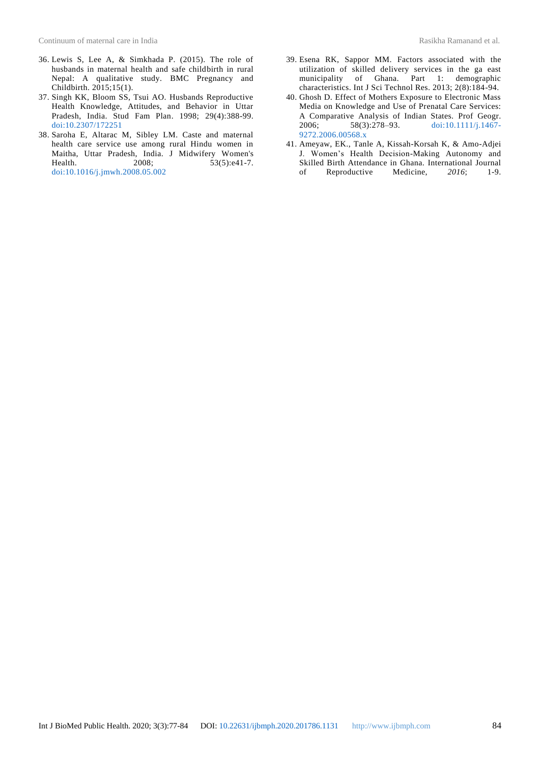36. Lewis S, Lee A, & Simkhada P. (2015). The role of husbands in maternal health and safe childbirth in rural Nepal: A qualitative study. BMC Pregnancy and Childbirth. 2015;15(1).
37. Singh KK, Bloom SS, Tsui AO. Husbands Reproductive Health Knowledge, Attitudes, and Behavior in Uttar Pradesh, India. Stud Fam Plan. 1998; 29(4):388-99. doi:10.2307/172251
38. Saroha E, Altarac M, Sibley LM. Caste and maternal health care service use among rural Hindu women in Maitha, Uttar Pradesh, India. J Midwifery Women's Health. 2008; 53(5):e41-7. doi:10.1016/j.jmwh.2008.05.002
39. Esena RK, Sappor MM. Factors associated with the utilization of skilled delivery services in the ga east municipality of Ghana. Part 1: demographic characteristics. Int J Sci Technol Res. 2013; 2(8):184-94.
40. Ghosh D. Effect of Mothers Exposure to Electronic Mass Media on Knowledge and Use of Prenatal Care Services: A Comparative Analysis of Indian States. Prof Geogr. 2006; 58(3):278–93. doi:10.1111/j.1467-9272.2006.00568.x
41. Ameyaw, EK., Tanle A, Kissah-Korsah K, & Amo-Adjei J. Women's Health Decision-Making Autonomy and Skilled Birth Attendance in Ghana. International Journal of Reproductive Medicine, *2016*; 1-9.